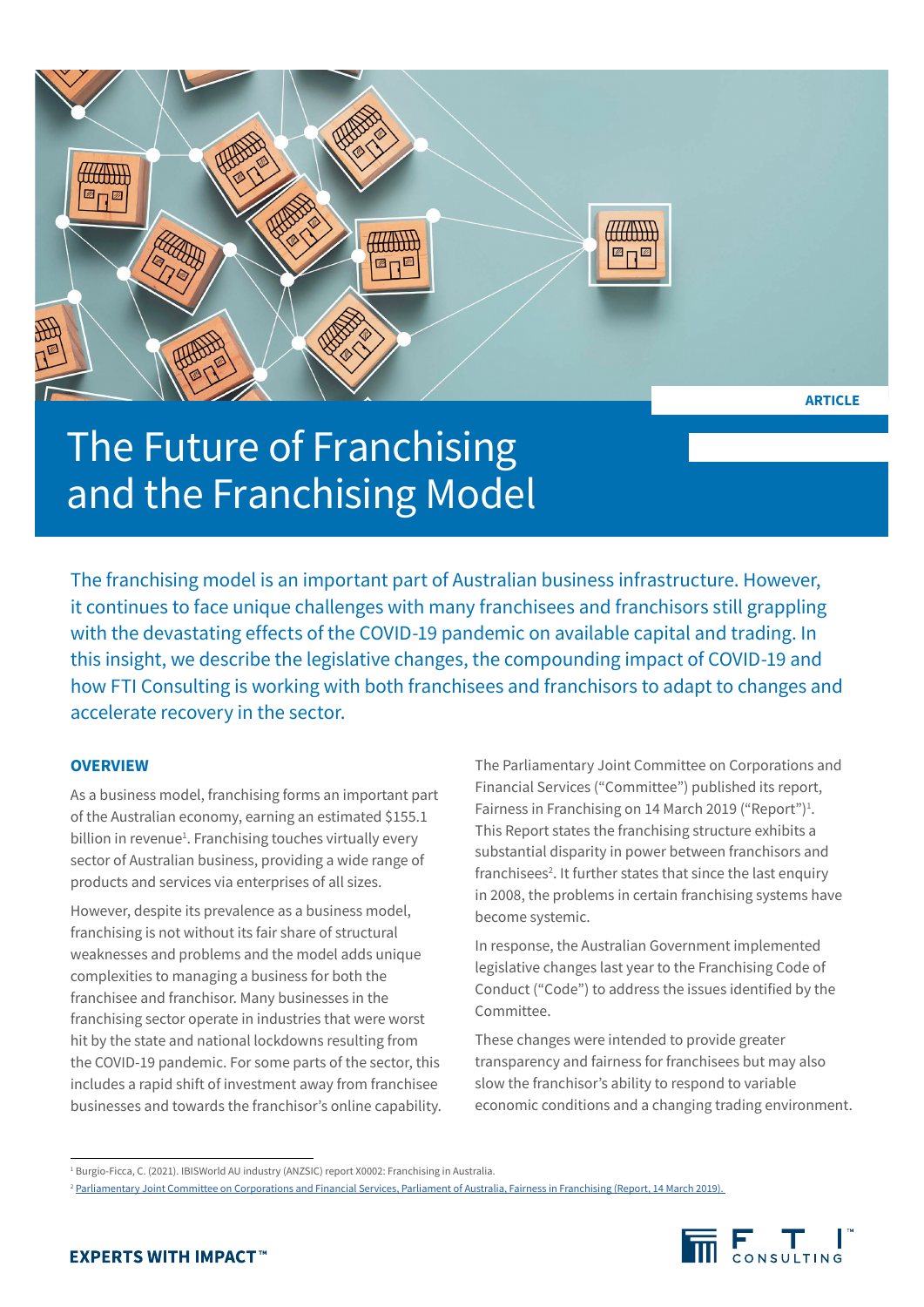ARTICLE

# The Future of Franchising and the Franchising Model

The franchising model is an important part of Australian business infrastructure. However, it continues to face unique challenges with many franchisees and franchisors still grappling with the devastating effects of the COVID-19 pandemic on available capital and trading. In this insight, we describe the legislative changes, the compounding impact of COVID-19 and how FTI Consulting is working with both franchisees and franchisors to adapt to changes and accelerate recovery in the sector.

## OVERVIEW

As a business model, franchising forms an important part of the Australian economy, earning an estimated $155.1 billion in revenue[1]. Franchising touches virtually every sector of Australian business, providing a wide range of products and services via enterprises of all sizes.

However, despite its prevalence as a business model, franchising is not without its fair share of structural weaknesses and problems and the model adds unique complexities to managing a business for both the franchisee and franchisor. Many businesses in the franchising sector operate in industries that were worst hit by the state and national lockdowns resulting from the COVID-19 pandemic. For some parts of the sector, this includes a rapid shift of investment away from franchisee businesses and towards the franchisor's online capability.

The Parliamentary Joint Committee on Corporations and Financial Services ("Committee") published its report, Fairness in Franchising on 14 March 2019 ("Report")[1]. This Report states the franchising structure exhibits a substantial disparity in power between franchisors and franchisees[2]. It further states that since the last enquiry in 2008, the problems in certain franchising systems have become systemic.

In response, the Australian Government implemented legislative changes last year to the Franchising Code of Conduct ("Code") to address the issues identified by the Committee.

These changes were intended to provide greater transparency and fairness for franchisees but may also slow the franchisor's ability to respond to variable economic conditions and a changing trading environment.

---

[1] Burgio-Ficca, C. (2021). IBISWorld AU industry (ANZSIC) report X0002: Franchising in Australia.

[2] Parliamentary Joint Committee on Corporations and Financial Services, Parliament of Australia, Fairness in Franchising (Report, 14 March 2019).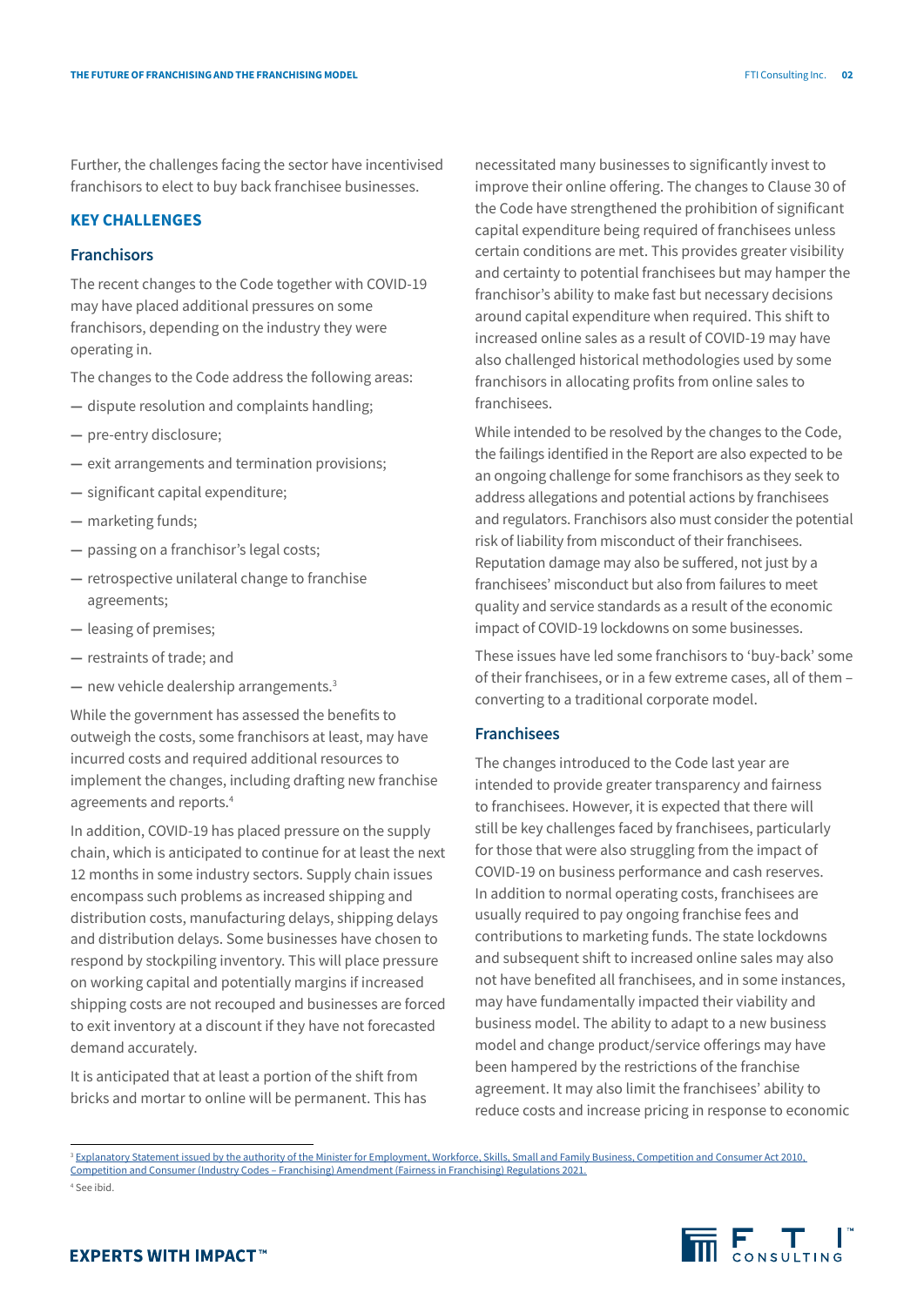Further, the challenges facing the sector have incentivised franchisors to elect to buy back franchisee businesses.

## KEY CHALLENGES

### Franchisors

The recent changes to the Code together with COVID-19 may have placed additional pressures on some franchisors, depending on the industry they were operating in.

The changes to the Code address the following areas:

- dispute resolution and complaints handling;
- pre-entry disclosure;
- exit arrangements and termination provisions;
- significant capital expenditure;
- marketing funds;
- passing on a franchisor's legal costs;
- retrospective unilateral change to franchise agreements;
- leasing of premises;
- restraints of trade; and
- new vehicle dealership arrangements.[3]

While the government has assessed the benefits to outweigh the costs, some franchisors at least, may have incurred costs and required additional resources to implement the changes, including drafting new franchise agreements and reports.[4]

In addition, COVID-19 has placed pressure on the supply chain, which is anticipated to continue for at least the next 12 months in some industry sectors. Supply chain issues encompass such problems as increased shipping and distribution costs, manufacturing delays, shipping delays and distribution delays. Some businesses have chosen to respond by stockpiling inventory. This will place pressure on working capital and potentially margins if increased shipping costs are not recouped and businesses are forced to exit inventory at a discount if they have not forecasted demand accurately.

It is anticipated that at least a portion of the shift from bricks and mortar to online will be permanent. This has necessitated many businesses to significantly invest to improve their online offering. The changes to Clause 30 of the Code have strengthened the prohibition of significant capital expenditure being required of franchisees unless certain conditions are met. This provides greater visibility and certainty to potential franchisees but may hamper the franchisor's ability to make fast but necessary decisions around capital expenditure when required. This shift to increased online sales as a result of COVID-19 may have also challenged historical methodologies used by some franchisors in allocating profits from online sales to franchisees.

While intended to be resolved by the changes to the Code, the failings identified in the Report are also expected to be an ongoing challenge for some franchisors as they seek to address allegations and potential actions by franchisees and regulators. Franchisors also must consider the potential risk of liability from misconduct of their franchisees. Reputation damage may also be suffered, not just by a franchisees' misconduct but also from failures to meet quality and service standards as a result of the economic impact of COVID-19 lockdowns on some businesses.

These issues have led some franchisors to 'buy-back' some of their franchisees, or in a few extreme cases, all of them – converting to a traditional corporate model.

### Franchisees

The changes introduced to the Code last year are intended to provide greater transparency and fairness to franchisees. However, it is expected that there will still be key challenges faced by franchisees, particularly for those that were also struggling from the impact of COVID-19 on business performance and cash reserves. In addition to normal operating costs, franchisees are usually required to pay ongoing franchise fees and contributions to marketing funds. The state lockdowns and subsequent shift to increased online sales may also not have benefited all franchisees, and in some instances, may have fundamentally impacted their viability and business model. The ability to adapt to a new business model and change product/service offerings may have been hampered by the restrictions of the franchise agreement. It may also limit the franchisees' ability to reduce costs and increase pricing in response to economic

---

[3] Explanatory Statement issued by the authority of the Minister for Employment, Workforce, Skills, Small and Family Business, Competition and Consumer Act 2010, Competition and Consumer (Industry Codes – Franchising) Amendment (Fairness in Franchising) Regulations 2021.

[4] See ibid.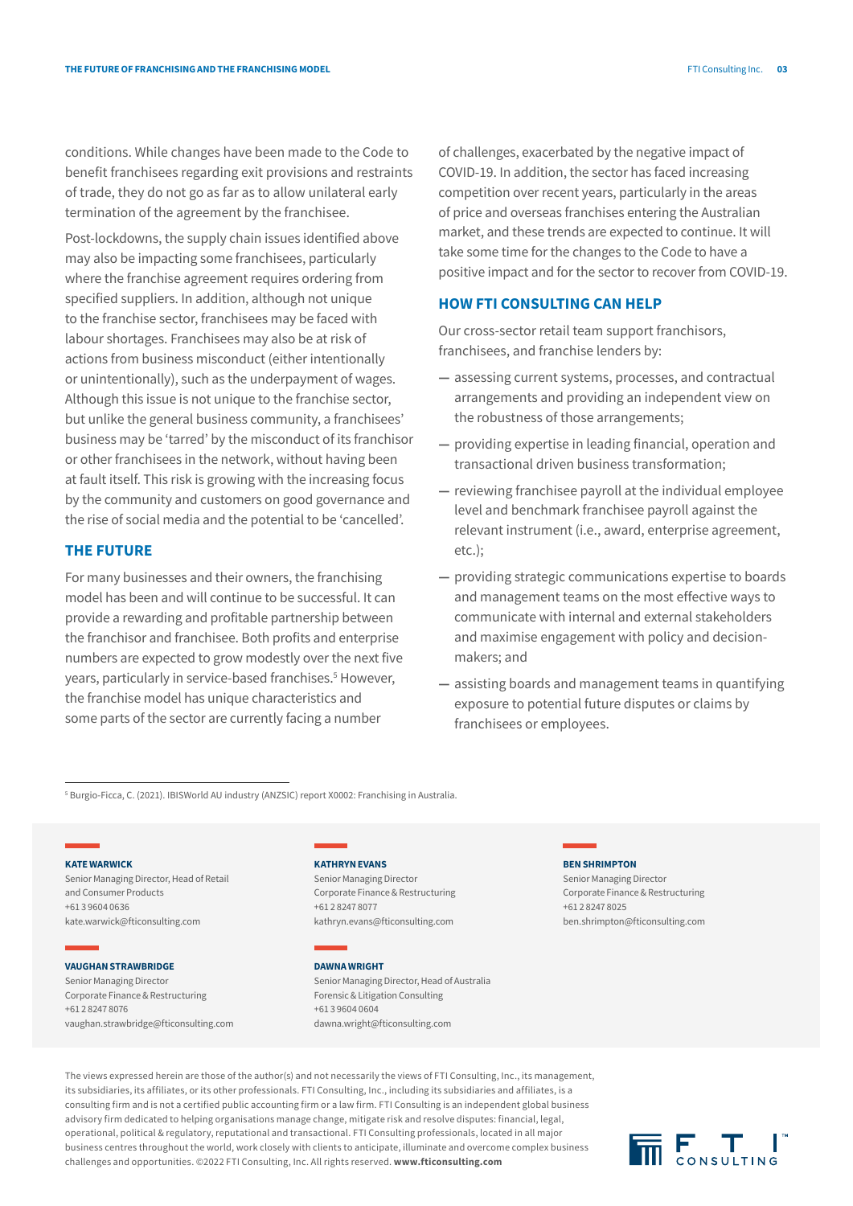conditions. While changes have been made to the Code to benefit franchisees regarding exit provisions and restraints of trade, they do not go as far as to allow unilateral early termination of the agreement by the franchisee.

Post-lockdowns, the supply chain issues identified above may also be impacting some franchisees, particularly where the franchise agreement requires ordering from specified suppliers. In addition, although not unique to the franchise sector, franchisees may be faced with labour shortages. Franchisees may also be at risk of actions from business misconduct (either intentionally or unintentionally), such as the underpayment of wages. Although this issue is not unique to the franchise sector, but unlike the general business community, a franchisees' business may be 'tarred' by the misconduct of its franchisor or other franchisees in the network, without having been at fault itself. This risk is growing with the increasing focus by the community and customers on good governance and the rise of social media and the potential to be 'cancelled'.

## THE FUTURE

For many businesses and their owners, the franchising model has been and will continue to be successful. It can provide a rewarding and profitable partnership between the franchisor and franchisee. Both profits and enterprise numbers are expected to grow modestly over the next five years, particularly in service-based franchises.[5] However, the franchise model has unique characteristics and some parts of the sector are currently facing a number of challenges, exacerbated by the negative impact of COVID-19. In addition, the sector has faced increasing competition over recent years, particularly in the areas of price and overseas franchises entering the Australian market, and these trends are expected to continue. It will take some time for the changes to the Code to have a positive impact and for the sector to recover from COVID-19.

## HOW FTI CONSULTING CAN HELP

Our cross-sector retail team support franchisors, franchisees, and franchise lenders by:

- assessing current systems, processes, and contractual arrangements and providing an independent view on the robustness of those arrangements;
- providing expertise in leading financial, operation and transactional driven business transformation;
- reviewing franchisee payroll at the individual employee level and benchmark franchisee payroll against the relevant instrument (i.e., award, enterprise agreement, etc.);
- providing strategic communications expertise to boards and management teams on the most effective ways to communicate with internal and external stakeholders and maximise engagement with policy and decision-makers; and
- assisting boards and management teams in quantifying exposure to potential future disputes or claims by franchisees or employees.

---

[5] Burgio-Ficca, C. (2021). IBISWorld AU industry (ANZSIC) report X0002: Franchising in Australia.

**KATE WARWICK**
Senior Managing Director, Head of Retail and Consumer Products
+61 3 9604 0636
kate.warwick@fticonsulting.com

**KATHRYN EVANS**
Senior Managing Director
Corporate Finance & Restructuring
+61 2 8247 8077
kathryn.evans@fticonsulting.com

**BEN SHRIMPTON**
Senior Managing Director
Corporate Finance & Restructuring
+61 2 8247 8025
ben.shrimpton@fticonsulting.com

**VAUGHAN STRAWBRIDGE**
Senior Managing Director
Corporate Finance & Restructuring
+61 2 8247 8076
vaughan.strawbridge@fticonsulting.com

**DAWNA WRIGHT**
Senior Managing Director, Head of Australia
Forensic & Litigation Consulting
+61 3 9604 0604
dawna.wright@fticonsulting.com

The views expressed herein are those of the author(s) and not necessarily the views of FTI Consulting, Inc., its management, its subsidiaries, its affiliates, or its other professionals. FTI Consulting, Inc., including its subsidiaries and affiliates, is a consulting firm and is not a certified public accounting firm or a law firm. FTI Consulting is an independent global business advisory firm dedicated to helping organisations manage change, mitigate risk and resolve disputes: financial, legal, operational, political & regulatory, reputational and transactional. FTI Consulting professionals, located in all major business centres throughout the world, work closely with clients to anticipate, illuminate and overcome complex business challenges and opportunities. ©2022 FTI Consulting, Inc. All rights reserved. **www.fticonsulting.com**

FTI CONSULTING